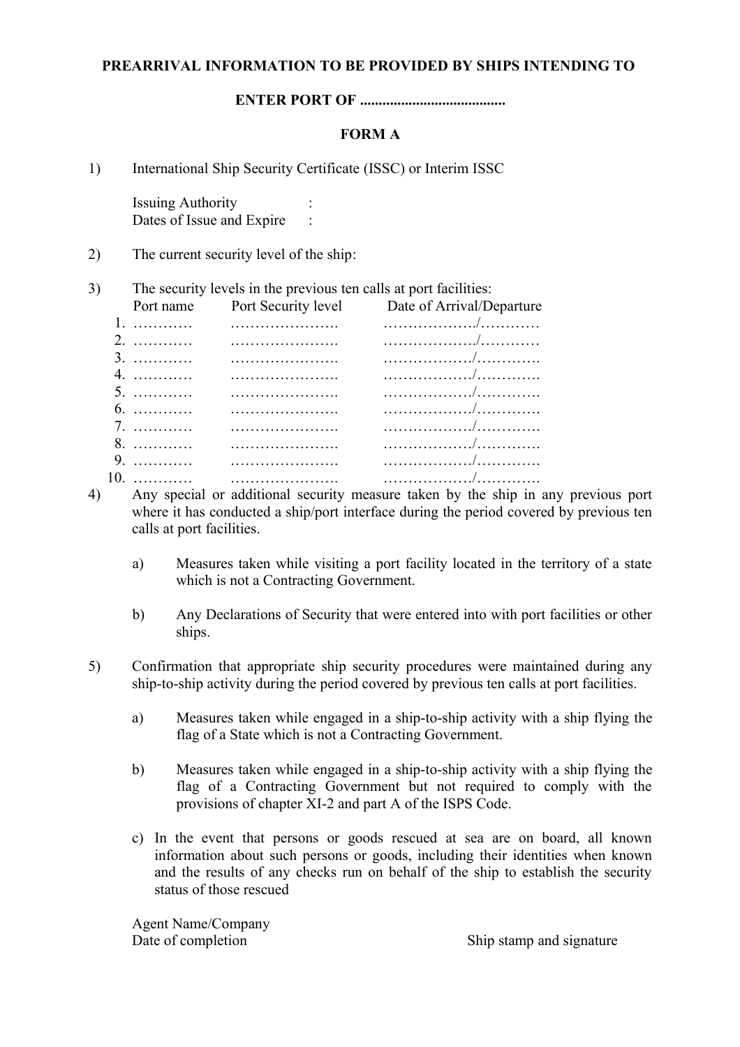**PREARRIVAL INFORMATION TO BE PROVIDED BY SHIPS INTENDING TO**

**ENTER PORT OF .......................................**

**FORM A**

1) International Ship Security Certificate (ISSC) or Interim ISSC

   Issuing Authority :
   Dates of Issue and Expire :

2) The current security level of the ship:

3) The security levels in the previous ten calls at port facilities:

| | Port name | Port Security level | Date of Arrival/Departure |
|---|---|---|---|
| 1. | ………… | …………………. | ………………./………… |
| 2. | ………… | …………………. | ………………./………… |
| 3. | ………… | …………………. | ………………/…………. |
| 4. | ………… | …………………. | ………………/…………. |
| 5. | ………… | …………………. | ………………/…………. |
| 6. | ………… | …………………. | ………………/…………. |
| 7. | ………… | …………………. | ………………/…………. |
| 8. | ………… | …………………. | ………………/…………. |
| 9. | ………… | …………………. | ………………/…………. |
| 10. | ………… | …………………. | ………………/…………. |

4) Any special or additional security measure taken by the ship in any previous port where it has conducted a ship/port interface during the period covered by previous ten calls at port facilities.

   a) Measures taken while visiting a port facility located in the territory of a state which is not a Contracting Government.

   b) Any Declarations of Security that were entered into with port facilities or other ships.

5) Confirmation that appropriate ship security procedures were maintained during any ship-to-ship activity during the period covered by previous ten calls at port facilities.

   a) Measures taken while engaged in a ship-to-ship activity with a ship flying the flag of a State which is not a Contracting Government.

   b) Measures taken while engaged in a ship-to-ship activity with a ship flying the flag of a Contracting Government but not required to comply with the provisions of chapter XI-2 and part A of the ISPS Code.

   c) In the event that persons or goods rescued at sea are on board, all known information about such persons or goods, including their identities when known and the results of any checks run on behalf of the ship to establish the security status of those rescued

Agent Name/Company
Date of completion                                                  Ship stamp and signature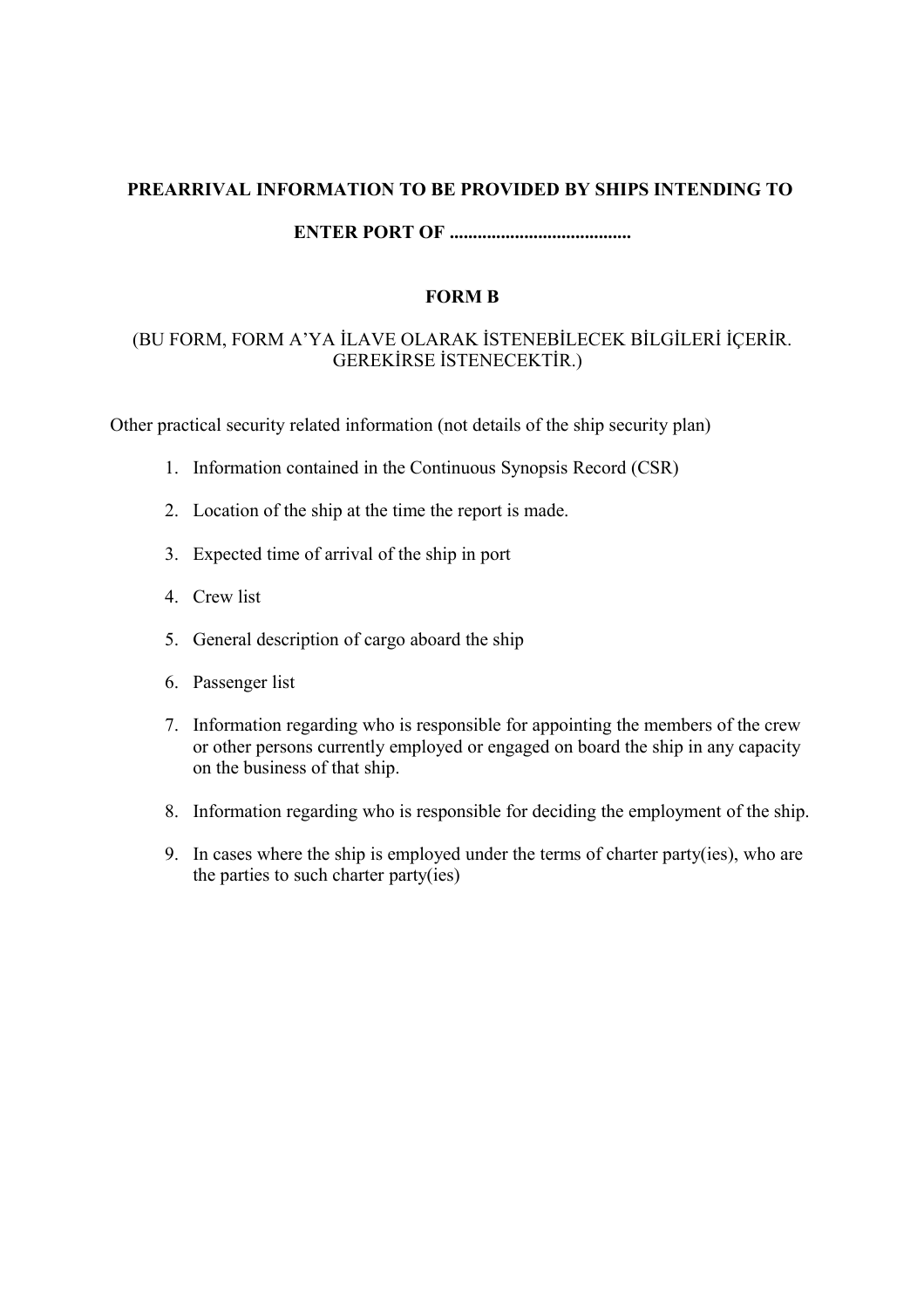**PREARRIVAL INFORMATION TO BE PROVIDED BY SHIPS INTENDING TO ENTER PORT OF .......................................**

**FORM B**

(BU FORM, FORM A'YA İLAVE OLARAK İSTENEBİLECEK BİLGİLERİ İÇERİR. GEREKİRSE İSTENECEKTİR.)

Other practical security related information (not details of the ship security plan)

1. Information contained in the Continuous Synopsis Record (CSR)
2. Location of the ship at the time the report is made.
3. Expected time of arrival of the ship in port
4. Crew list
5. General description of cargo aboard the ship
6. Passenger list
7. Information regarding who is responsible for appointing the members of the crew or other persons currently employed or engaged on board the ship in any capacity on the business of that ship.
8. Information regarding who is responsible for deciding the employment of the ship.
9. In cases where the ship is employed under the terms of charter party(ies), who are the parties to such charter party(ies)